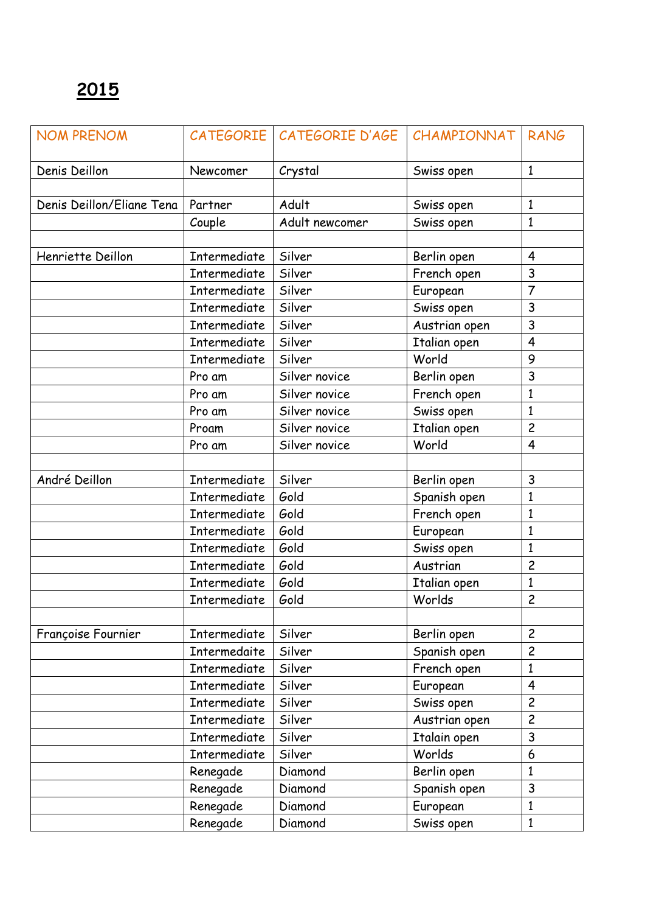## 2015

| NOM PRENOM | CATEGORIE | CATEGORIE D'AGE | CHAMPIONNAT | RANG |
|---|---|---|---|---|
| Denis Deillon | Newcomer | Crystal | Swiss open | 1 |
| | | | | |
| Denis Deillon/Eliane Tena | Partner | Adult | Swiss open | 1 |
| | Couple | Adult newcomer | Swiss open | 1 |
| | | | | |
| Henriette Deillon | Intermediate | Silver | Berlin open | 4 |
| | Intermediate | Silver | French open | 3 |
| | Intermediate | Silver | European | 7 |
| | Intermediate | Silver | Swiss open | 3 |
| | Intermediate | Silver | Austrian open | 3 |
| | Intermediate | Silver | Italian open | 4 |
| | Intermediate | Silver | World | 9 |
| | Pro am | Silver novice | Berlin open | 3 |
| | Pro am | Silver novice | French open | 1 |
| | Pro am | Silver novice | Swiss open | 1 |
| | Proam | Silver novice | Italian open | 2 |
| | Pro am | Silver novice | World | 4 |
| | | | | |
| André Deillon | Intermediate | Silver | Berlin open | 3 |
| | Intermediate | Gold | Spanish open | 1 |
| | Intermediate | Gold | French open | 1 |
| | Intermediate | Gold | European | 1 |
| | Intermediate | Gold | Swiss open | 1 |
| | Intermediate | Gold | Austrian | 2 |
| | Intermediate | Gold | Italian open | 1 |
| | Intermediate | Gold | Worlds | 2 |
| | | | | |
| Françoise Fournier | Intermediate | Silver | Berlin open | 2 |
| | Intermedaite | Silver | Spanish open | 2 |
| | Intermediate | Silver | French open | 1 |
| | Intermediate | Silver | European | 4 |
| | Intermediate | Silver | Swiss open | 2 |
| | Intermediate | Silver | Austrian open | 2 |
| | Intermediate | Silver | Italain open | 3 |
| | Intermediate | Silver | Worlds | 6 |
| | Renegade | Diamond | Berlin open | 1 |
| | Renegade | Diamond | Spanish open | 3 |
| | Renegade | Diamond | European | 1 |
| | Renegade | Diamond | Swiss open | 1 |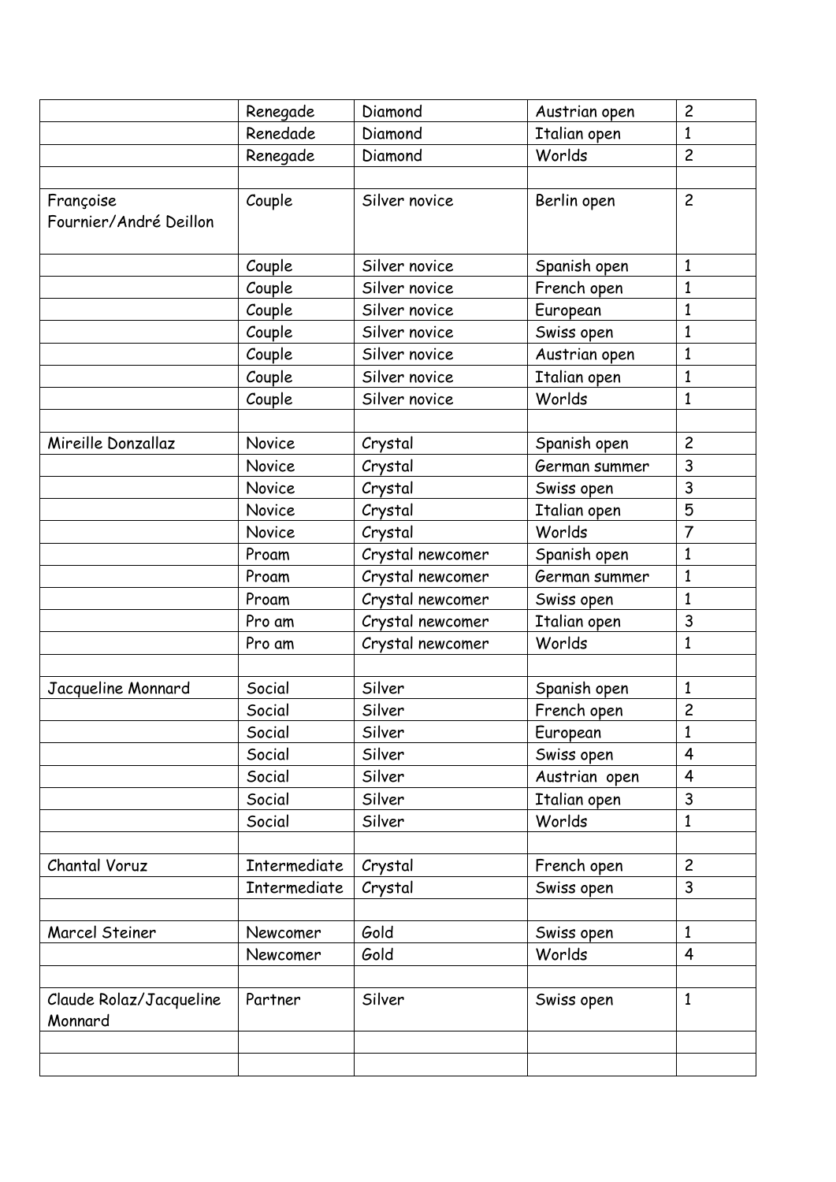| | | | | |
|---|---|---|---|---|
| | Renegade | Diamond | Austrian open | 2 |
| | Renedade | Diamond | Italian open | 1 |
| | Renegade | Diamond | Worlds | 2 |
| | | | | |
| Françoise Fournier/André Deillon | Couple | Silver novice | Berlin open | 2 |
| | Couple | Silver novice | Spanish open | 1 |
| | Couple | Silver novice | French open | 1 |
| | Couple | Silver novice | European | 1 |
| | Couple | Silver novice | Swiss open | 1 |
| | Couple | Silver novice | Austrian open | 1 |
| | Couple | Silver novice | Italian open | 1 |
| | Couple | Silver novice | Worlds | 1 |
| | | | | |
| Mireille Donzallaz | Novice | Crystal | Spanish open | 2 |
| | Novice | Crystal | German summer | 3 |
| | Novice | Crystal | Swiss open | 3 |
| | Novice | Crystal | Italian open | 5 |
| | Novice | Crystal | Worlds | 7 |
| | Proam | Crystal newcomer | Spanish open | 1 |
| | Proam | Crystal newcomer | German summer | 1 |
| | Proam | Crystal newcomer | Swiss open | 1 |
| | Pro am | Crystal newcomer | Italian open | 3 |
| | Pro am | Crystal newcomer | Worlds | 1 |
| | | | | |
| Jacqueline Monnard | Social | Silver | Spanish open | 1 |
| | Social | Silver | French open | 2 |
| | Social | Silver | European | 1 |
| | Social | Silver | Swiss open | 4 |
| | Social | Silver | Austrian open | 4 |
| | Social | Silver | Italian open | 3 |
| | Social | Silver | Worlds | 1 |
| | | | | |
| Chantal Voruz | Intermediate | Crystal | French open | 2 |
| | Intermediate | Crystal | Swiss open | 3 |
| | | | | |
| Marcel Steiner | Newcomer | Gold | Swiss open | 1 |
| | Newcomer | Gold | Worlds | 4 |
| | | | | |
| Claude Rolaz/Jacqueline Monnard | Partner | Silver | Swiss open | 1 |
| | | | | |
| | | | | |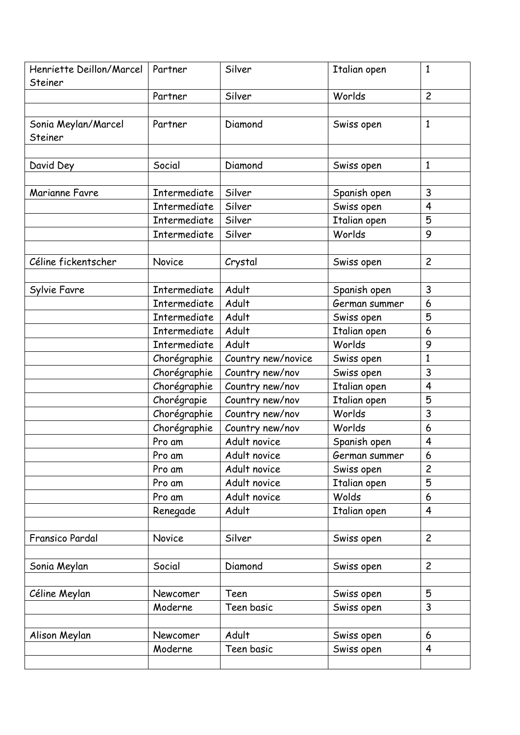| | | | | |
|---|---|---|---|---|
| Henriette Deillon/Marcel Steiner | Partner | Silver | Italian open | 1 |
| | Partner | Silver | Worlds | 2 |
| | | | | |
| Sonia Meylan/Marcel Steiner | Partner | Diamond | Swiss open | 1 |
| | | | | |
| David Dey | Social | Diamond | Swiss open | 1 |
| | | | | |
| Marianne Favre | Intermediate | Silver | Spanish open | 3 |
| | Intermediate | Silver | Swiss open | 4 |
| | Intermediate | Silver | Italian open | 5 |
| | Intermediate | Silver | Worlds | 9 |
| | | | | |
| Céline fickentscher | Novice | Crystal | Swiss open | 2 |
| | | | | |
| Sylvie Favre | Intermediate | Adult | Spanish open | 3 |
| | Intermediate | Adult | German summer | 6 |
| | Intermediate | Adult | Swiss open | 5 |
| | Intermediate | Adult | Italian open | 6 |
| | Intermediate | Adult | Worlds | 9 |
| | Chorégraphie | Country new/novice | Swiss open | 1 |
| | Chorégraphie | Country new/nov | Swiss open | 3 |
| | Chorégraphie | Country new/nov | Italian open | 4 |
| | Chorégrapie | Country new/nov | Italian open | 5 |
| | Chorégraphie | Country new/nov | Worlds | 3 |
| | Chorégraphie | Country new/nov | Worlds | 6 |
| | Pro am | Adult novice | Spanish open | 4 |
| | Pro am | Adult novice | German summer | 6 |
| | Pro am | Adult novice | Swiss open | 2 |
| | Pro am | Adult novice | Italian open | 5 |
| | Pro am | Adult novice | Wolds | 6 |
| | Renegade | Adult | Italian open | 4 |
| | | | | |
| Fransico Pardal | Novice | Silver | Swiss open | 2 |
| | | | | |
| Sonia Meylan | Social | Diamond | Swiss open | 2 |
| | | | | |
| Céline Meylan | Newcomer | Teen | Swiss open | 5 |
| | Moderne | Teen basic | Swiss open | 3 |
| | | | | |
| Alison Meylan | Newcomer | Adult | Swiss open | 6 |
| | Moderne | Teen basic | Swiss open | 4 |
| | | | | |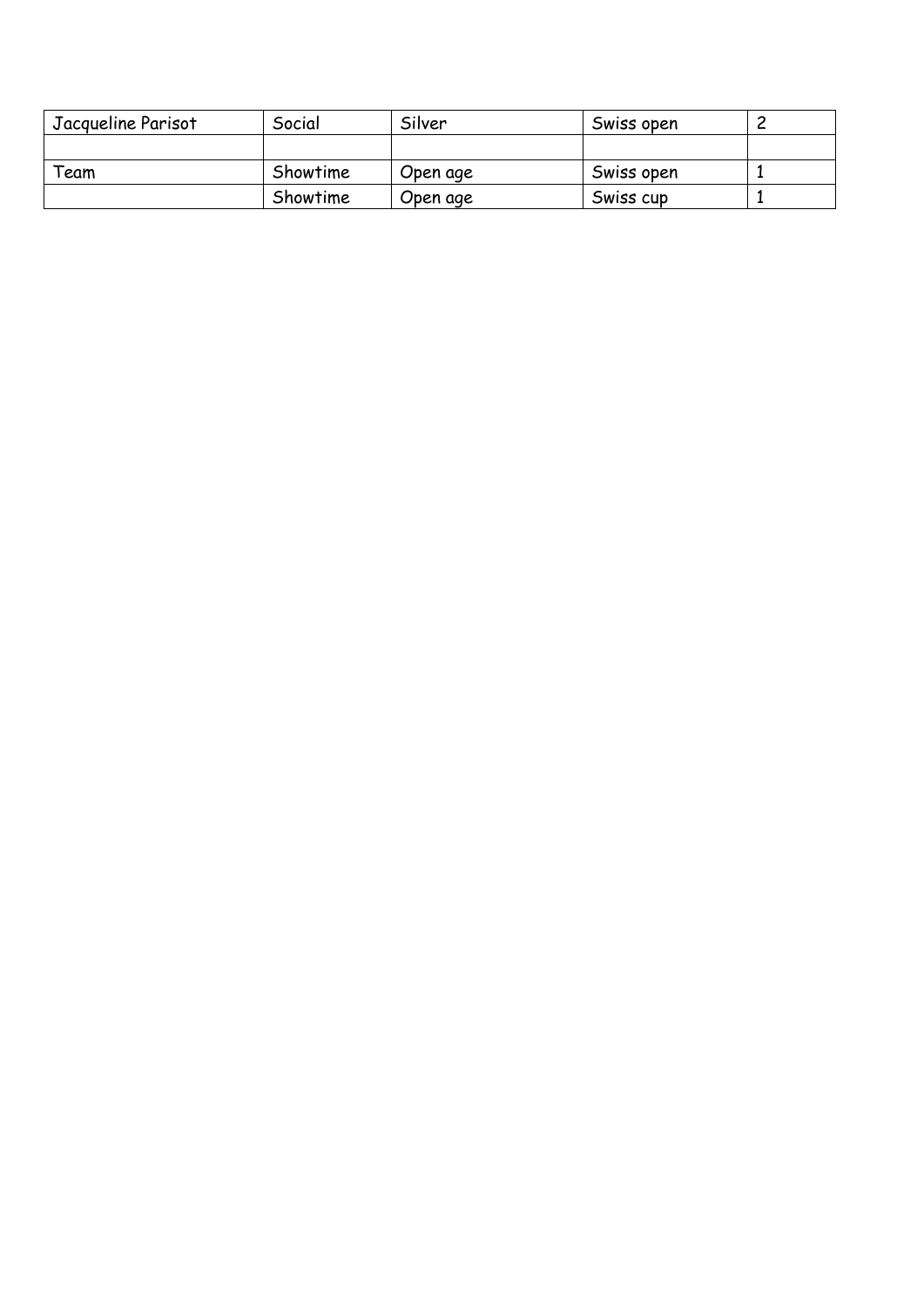| | | | | |
|---|---|---|---|---|
| Jacqueline Parisot | Social | Silver | Swiss open | 2 |
| | | | | |
| Team | Showtime | Open age | Swiss open | 1 |
| | Showtime | Open age | Swiss cup | 1 |